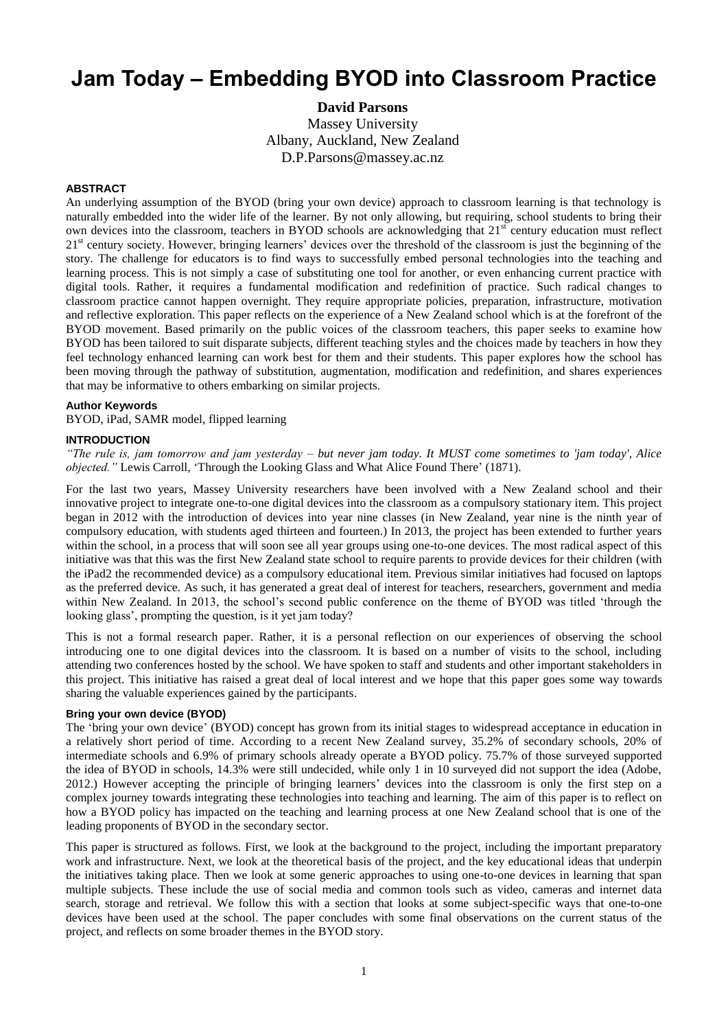# Jam Today – Embedding BYOD into Classroom Practice

**David Parsons**
Massey University
Albany, Auckland, New Zealand
D.P.Parsons@massey.ac.nz

#### ABSTRACT

An underlying assumption of the BYOD (bring your own device) approach to classroom learning is that technology is naturally embedded into the wider life of the learner. By not only allowing, but requiring, school students to bring their own devices into the classroom, teachers in BYOD schools are acknowledging that 21st century education must reflect 21st century society. However, bringing learners' devices over the threshold of the classroom is just the beginning of the story. The challenge for educators is to find ways to successfully embed personal technologies into the teaching and learning process. This is not simply a case of substituting one tool for another, or even enhancing current practice with digital tools. Rather, it requires a fundamental modification and redefinition of practice. Such radical changes to classroom practice cannot happen overnight. They require appropriate policies, preparation, infrastructure, motivation and reflective exploration. This paper reflects on the experience of a New Zealand school which is at the forefront of the BYOD movement. Based primarily on the public voices of the classroom teachers, this paper seeks to examine how BYOD has been tailored to suit disparate subjects, different teaching styles and the choices made by teachers in how they feel technology enhanced learning can work best for them and their students. This paper explores how the school has been moving through the pathway of substitution, augmentation, modification and redefinition, and shares experiences that may be informative to others embarking on similar projects.

#### Author Keywords

BYOD, iPad, SAMR model, flipped learning

#### INTRODUCTION

*"The rule is, jam tomorrow and jam yesterday – but never jam today. It MUST come sometimes to 'jam today', Alice objected."* Lewis Carroll, 'Through the Looking Glass and What Alice Found There' (1871).

For the last two years, Massey University researchers have been involved with a New Zealand school and their innovative project to integrate one-to-one digital devices into the classroom as a compulsory stationary item. This project began in 2012 with the introduction of devices into year nine classes (in New Zealand, year nine is the ninth year of compulsory education, with students aged thirteen and fourteen.) In 2013, the project has been extended to further years within the school, in a process that will soon see all year groups using one-to-one devices. The most radical aspect of this initiative was that this was the first New Zealand state school to require parents to provide devices for their children (with the iPad2 the recommended device) as a compulsory educational item. Previous similar initiatives had focused on laptops as the preferred device. As such, it has generated a great deal of interest for teachers, researchers, government and media within New Zealand. In 2013, the school's second public conference on the theme of BYOD was titled 'through the looking glass', prompting the question, is it yet jam today?

This is not a formal research paper. Rather, it is a personal reflection on our experiences of observing the school introducing one to one digital devices into the classroom. It is based on a number of visits to the school, including attending two conferences hosted by the school. We have spoken to staff and students and other important stakeholders in this project. This initiative has raised a great deal of local interest and we hope that this paper goes some way towards sharing the valuable experiences gained by the participants.

#### Bring your own device (BYOD)

The 'bring your own device' (BYOD) concept has grown from its initial stages to widespread acceptance in education in a relatively short period of time. According to a recent New Zealand survey, 35.2% of secondary schools, 20% of intermediate schools and 6.9% of primary schools already operate a BYOD policy. 75.7% of those surveyed supported the idea of BYOD in schools, 14.3% were still undecided, while only 1 in 10 surveyed did not support the idea (Adobe, 2012.) However accepting the principle of bringing learners' devices into the classroom is only the first step on a complex journey towards integrating these technologies into teaching and learning. The aim of this paper is to reflect on how a BYOD policy has impacted on the teaching and learning process at one New Zealand school that is one of the leading proponents of BYOD in the secondary sector.

This paper is structured as follows. First, we look at the background to the project, including the important preparatory work and infrastructure. Next, we look at the theoretical basis of the project, and the key educational ideas that underpin the initiatives taking place. Then we look at some generic approaches to using one-to-one devices in learning that span multiple subjects. These include the use of social media and common tools such as video, cameras and internet data search, storage and retrieval. We follow this with a section that looks at some subject-specific ways that one-to-one devices have been used at the school. The paper concludes with some final observations on the current status of the project, and reflects on some broader themes in the BYOD story.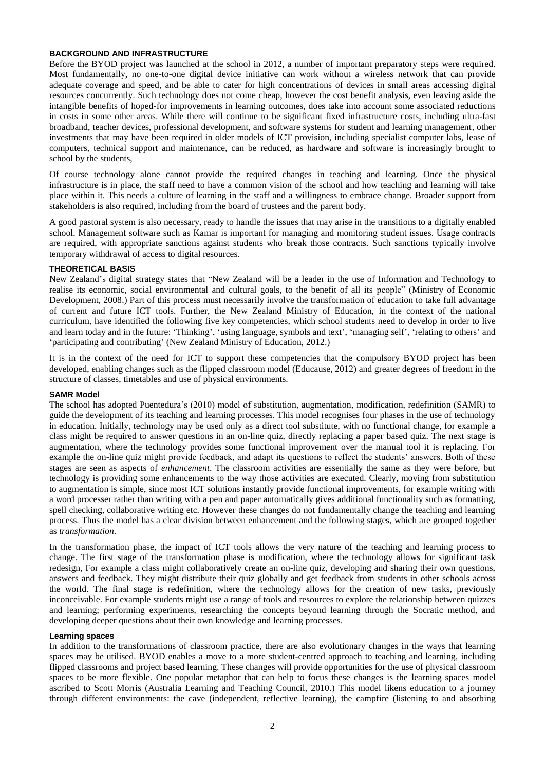## BACKGROUND AND INFRASTRUCTURE

Before the BYOD project was launched at the school in 2012, a number of important preparatory steps were required. Most fundamentally, no one-to-one digital device initiative can work without a wireless network that can provide adequate coverage and speed, and be able to cater for high concentrations of devices in small areas accessing digital resources concurrently. Such technology does not come cheap, however the cost benefit analysis, even leaving aside the intangible benefits of hoped-for improvements in learning outcomes, does take into account some associated reductions in costs in some other areas. While there will continue to be significant fixed infrastructure costs, including ultra-fast broadband, teacher devices, professional development, and software systems for student and learning management, other investments that may have been required in older models of ICT provision, including specialist computer labs, lease of computers, technical support and maintenance, can be reduced, as hardware and software is increasingly brought to school by the students,

Of course technology alone cannot provide the required changes in teaching and learning. Once the physical infrastructure is in place, the staff need to have a common vision of the school and how teaching and learning will take place within it. This needs a culture of learning in the staff and a willingness to embrace change. Broader support from stakeholders is also required, including from the board of trustees and the parent body.

A good pastoral system is also necessary, ready to handle the issues that may arise in the transitions to a digitally enabled school. Management software such as Kamar is important for managing and monitoring student issues. Usage contracts are required, with appropriate sanctions against students who break those contracts. Such sanctions typically involve temporary withdrawal of access to digital resources.

## THEORETICAL BASIS

New Zealand's digital strategy states that "New Zealand will be a leader in the use of Information and Technology to realise its economic, social environmental and cultural goals, to the benefit of all its people" (Ministry of Economic Development, 2008.) Part of this process must necessarily involve the transformation of education to take full advantage of current and future ICT tools. Further, the New Zealand Ministry of Education, in the context of the national curriculum, have identified the following five key competencies, which school students need to develop in order to live and learn today and in the future: 'Thinking', 'using language, symbols and text', 'managing self', 'relating to others' and 'participating and contributing' (New Zealand Ministry of Education, 2012.)

It is in the context of the need for ICT to support these competencies that the compulsory BYOD project has been developed, enabling changes such as the flipped classroom model (Educause, 2012) and greater degrees of freedom in the structure of classes, timetables and use of physical environments.

### SAMR Model

The school has adopted Puentedura's (2010) model of substitution, augmentation, modification, redefinition (SAMR) to guide the development of its teaching and learning processes. This model recognises four phases in the use of technology in education. Initially, technology may be used only as a direct tool substitute, with no functional change, for example a class might be required to answer questions in an on-line quiz, directly replacing a paper based quiz. The next stage is augmentation, where the technology provides some functional improvement over the manual tool it is replacing. For example the on-line quiz might provide feedback, and adapt its questions to reflect the students' answers. Both of these stages are seen as aspects of *enhancement*. The classroom activities are essentially the same as they were before, but technology is providing some enhancements to the way those activities are executed. Clearly, moving from substitution to augmentation is simple, since most ICT solutions instantly provide functional improvements, for example writing with a word processer rather than writing with a pen and paper automatically gives additional functionality such as formatting, spell checking, collaborative writing etc. However these changes do not fundamentally change the teaching and learning process. Thus the model has a clear division between enhancement and the following stages, which are grouped together as *transformation*.

In the transformation phase, the impact of ICT tools allows the very nature of the teaching and learning process to change. The first stage of the transformation phase is modification, where the technology allows for significant task redesign, For example a class might collaboratively create an on-line quiz, developing and sharing their own questions, answers and feedback. They might distribute their quiz globally and get feedback from students in other schools across the world. The final stage is redefinition, where the technology allows for the creation of new tasks, previously inconceivable. For example students might use a range of tools and resources to explore the relationship between quizzes and learning; performing experiments, researching the concepts beyond learning through the Socratic method, and developing deeper questions about their own knowledge and learning processes.

### Learning spaces

In addition to the transformations of classroom practice, there are also evolutionary changes in the ways that learning spaces may be utilised. BYOD enables a move to a more student-centred approach to teaching and learning, including flipped classrooms and project based learning. These changes will provide opportunities for the use of physical classroom spaces to be more flexible. One popular metaphor that can help to focus these changes is the learning spaces model ascribed to Scott Morris (Australia Learning and Teaching Council, 2010.) This model likens education to a journey through different environments: the cave (independent, reflective learning), the campfire (listening to and absorbing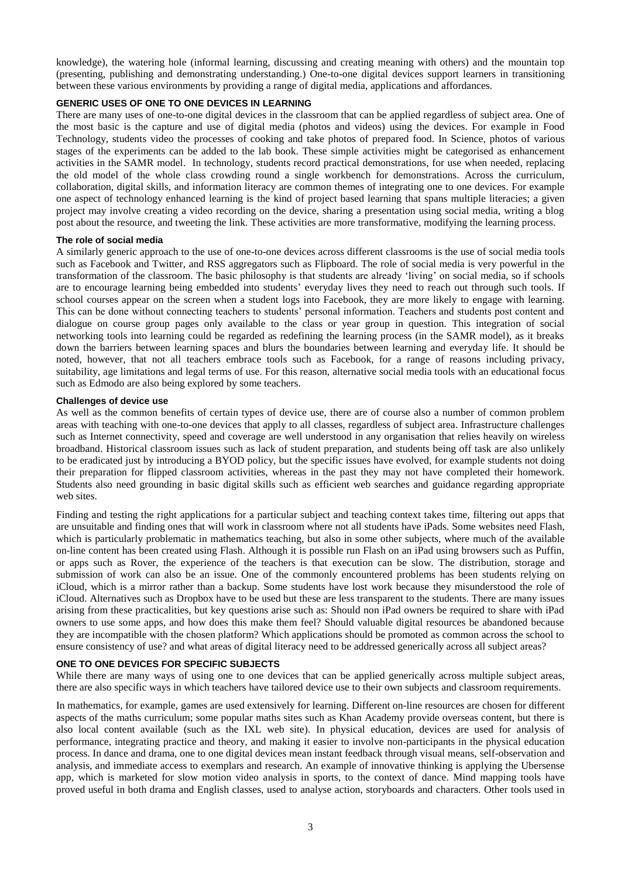knowledge), the watering hole (informal learning, discussing and creating meaning with others) and the mountain top (presenting, publishing and demonstrating understanding.) One-to-one digital devices support learners in transitioning between these various environments by providing a range of digital media, applications and affordances.

## GENERIC USES OF ONE TO ONE DEVICES IN LEARNING

There are many uses of one-to-one digital devices in the classroom that can be applied regardless of subject area. One of the most basic is the capture and use of digital media (photos and videos) using the devices. For example in Food Technology, students video the processes of cooking and take photos of prepared food. In Science, photos of various stages of the experiments can be added to the lab book. These simple activities might be categorised as enhancement activities in the SAMR model. In technology, students record practical demonstrations, for use when needed, replacing the old model of the whole class crowding round a single workbench for demonstrations. Across the curriculum, collaboration, digital skills, and information literacy are common themes of integrating one to one devices. For example one aspect of technology enhanced learning is the kind of project based learning that spans multiple literacies; a given project may involve creating a video recording on the device, sharing a presentation using social media, writing a blog post about the resource, and tweeting the link. These activities are more transformative, modifying the learning process.

### The role of social media

A similarly generic approach to the use of one-to-one devices across different classrooms is the use of social media tools such as Facebook and Twitter, and RSS aggregators such as Flipboard. The role of social media is very powerful in the transformation of the classroom. The basic philosophy is that students are already 'living' on social media, so if schools are to encourage learning being embedded into students' everyday lives they need to reach out through such tools. If school courses appear on the screen when a student logs into Facebook, they are more likely to engage with learning. This can be done without connecting teachers to students' personal information. Teachers and students post content and dialogue on course group pages only available to the class or year group in question. This integration of social networking tools into learning could be regarded as redefining the learning process (in the SAMR model), as it breaks down the barriers between learning spaces and blurs the boundaries between learning and everyday life. It should be noted, however, that not all teachers embrace tools such as Facebook, for a range of reasons including privacy, suitability, age limitations and legal terms of use. For this reason, alternative social media tools with an educational focus such as Edmodo are also being explored by some teachers.

### Challenges of device use

As well as the common benefits of certain types of device use, there are of course also a number of common problem areas with teaching with one-to-one devices that apply to all classes, regardless of subject area. Infrastructure challenges such as Internet connectivity, speed and coverage are well understood in any organisation that relies heavily on wireless broadband. Historical classroom issues such as lack of student preparation, and students being off task are also unlikely to be eradicated just by introducing a BYOD policy, but the specific issues have evolved, for example students not doing their preparation for flipped classroom activities, whereas in the past they may not have completed their homework. Students also need grounding in basic digital skills such as efficient web searches and guidance regarding appropriate web sites.

Finding and testing the right applications for a particular subject and teaching context takes time, filtering out apps that are unsuitable and finding ones that will work in classroom where not all students have iPads. Some websites need Flash, which is particularly problematic in mathematics teaching, but also in some other subjects, where much of the available on-line content has been created using Flash. Although it is possible run Flash on an iPad using browsers such as Puffin, or apps such as Rover, the experience of the teachers is that execution can be slow. The distribution, storage and submission of work can also be an issue. One of the commonly encountered problems has been students relying on iCloud, which is a mirror rather than a backup. Some students have lost work because they misunderstood the role of iCloud. Alternatives such as Dropbox have to be used but these are less transparent to the students. There are many issues arising from these practicalities, but key questions arise such as: Should non iPad owners be required to share with iPad owners to use some apps, and how does this make them feel? Should valuable digital resources be abandoned because they are incompatible with the chosen platform? Which applications should be promoted as common across the school to ensure consistency of use? and what areas of digital literacy need to be addressed generically across all subject areas?

## ONE TO ONE DEVICES FOR SPECIFIC SUBJECTS

While there are many ways of using one to one devices that can be applied generically across multiple subject areas, there are also specific ways in which teachers have tailored device use to their own subjects and classroom requirements.

In mathematics, for example, games are used extensively for learning. Different on-line resources are chosen for different aspects of the maths curriculum; some popular maths sites such as Khan Academy provide overseas content, but there is also local content available (such as the IXL web site). In physical education, devices are used for analysis of performance, integrating practice and theory, and making it easier to involve non-participants in the physical education process. In dance and drama, one to one digital devices mean instant feedback through visual means, self-observation and analysis, and immediate access to exemplars and research. An example of innovative thinking is applying the Ubersense app, which is marketed for slow motion video analysis in sports, to the context of dance. Mind mapping tools have proved useful in both drama and English classes, used to analyse action, storyboards and characters. Other tools used in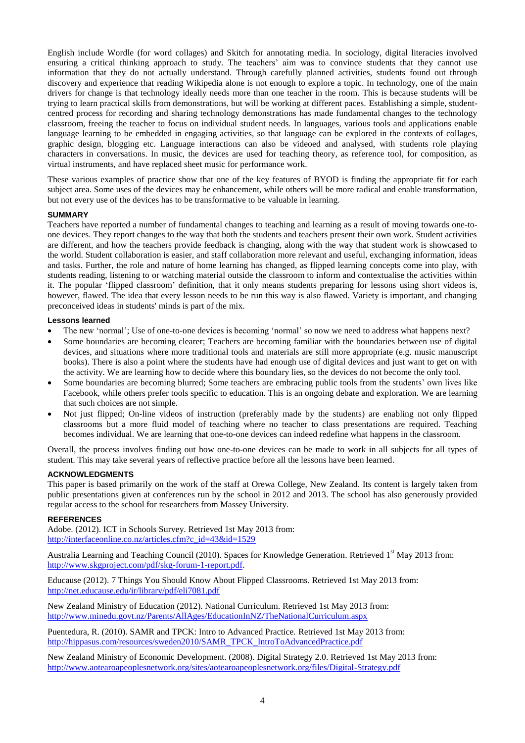English include Wordle (for word collages) and Skitch for annotating media. In sociology, digital literacies involved ensuring a critical thinking approach to study. The teachers' aim was to convince students that they cannot use information that they do not actually understand. Through carefully planned activities, students found out through discovery and experience that reading Wikipedia alone is not enough to explore a topic. In technology, one of the main drivers for change is that technology ideally needs more than one teacher in the room. This is because students will be trying to learn practical skills from demonstrations, but will be working at different paces. Establishing a simple, student-centred process for recording and sharing technology demonstrations has made fundamental changes to the technology classroom, freeing the teacher to focus on individual student needs. In languages, various tools and applications enable language learning to be embedded in engaging activities, so that language can be explored in the contexts of collages, graphic design, blogging etc. Language interactions can also be videoed and analysed, with students role playing characters in conversations. In music, the devices are used for teaching theory, as reference tool, for composition, as virtual instruments, and have replaced sheet music for performance work.

These various examples of practice show that one of the key features of BYOD is finding the appropriate fit for each subject area. Some uses of the devices may be enhancement, while others will be more radical and enable transformation, but not every use of the devices has to be transformative to be valuable in learning.

## SUMMARY

Teachers have reported a number of fundamental changes to teaching and learning as a result of moving towards one-to-one devices. They report changes to the way that both the students and teachers present their own work. Student activities are different, and how the teachers provide feedback is changing, along with the way that student work is showcased to the world. Student collaboration is easier, and staff collaboration more relevant and useful, exchanging information, ideas and tasks. Further, the role and nature of home learning has changed, as flipped learning concepts come into play, with students reading, listening to or watching material outside the classroom to inform and contextualise the activities within it. The popular 'flipped classroom' definition, that it only means students preparing for lessons using short videos is, however, flawed. The idea that every lesson needs to be run this way is also flawed. Variety is important, and changing preconceived ideas in students' minds is part of the mix.

### Lessons learned

- The new 'normal'; Use of one-to-one devices is becoming 'normal' so now we need to address what happens next?
- Some boundaries are becoming clearer; Teachers are becoming familiar with the boundaries between use of digital devices, and situations where more traditional tools and materials are still more appropriate (e.g. music manuscript books). There is also a point where the students have had enough use of digital devices and just want to get on with the activity. We are learning how to decide where this boundary lies, so the devices do not become the only tool.
- Some boundaries are becoming blurred; Some teachers are embracing public tools from the students' own lives like Facebook, while others prefer tools specific to education. This is an ongoing debate and exploration. We are learning that such choices are not simple.
- Not just flipped; On-line videos of instruction (preferably made by the students) are enabling not only flipped classrooms but a more fluid model of teaching where no teacher to class presentations are required. Teaching becomes individual. We are learning that one-to-one devices can indeed redefine what happens in the classroom.

Overall, the process involves finding out how one-to-one devices can be made to work in all subjects for all types of student. This may take several years of reflective practice before all the lessons have been learned.

## ACKNOWLEDGMENTS

This paper is based primarily on the work of the staff at Orewa College, New Zealand. Its content is largely taken from public presentations given at conferences run by the school in 2012 and 2013. The school has also generously provided regular access to the school for researchers from Massey University.

## REFERENCES

Adobe. (2012). ICT in Schools Survey. Retrieved 1st May 2013 from: http://interfaceonline.co.nz/articles.cfm?c_id=43&id=1529

Australia Learning and Teaching Council (2010). Spaces for Knowledge Generation. Retrieved 1st May 2013 from: http://www.skgproject.com/pdf/skg-forum-1-report.pdf.

Educause (2012). 7 Things You Should Know About Flipped Classrooms. Retrieved 1st May 2013 from: http://net.educause.edu/ir/library/pdf/eli7081.pdf

New Zealand Ministry of Education (2012). National Curriculum. Retrieved 1st May 2013 from: http://www.minedu.govt.nz/Parents/AllAges/EducationInNZ/TheNationalCurriculum.aspx

Puentedura, R. (2010). SAMR and TPCK: Intro to Advanced Practice. Retrieved 1st May 2013 from: http://hippasus.com/resources/sweden2010/SAMR_TPCK_IntroToAdvancedPractice.pdf

New Zealand Ministry of Economic Development. (2008). Digital Strategy 2.0. Retrieved 1st May 2013 from: http://www.aotearoapeoplesnetwork.org/sites/aotearoapeoplesnetwork.org/files/Digital-Strategy.pdf